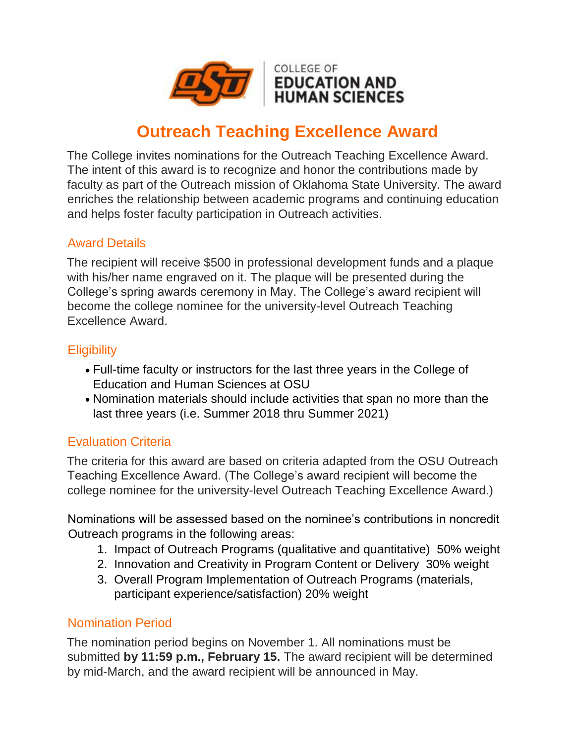COLLEGE OF
EDUCATION AND
HUMAN SCIENCES

# Outreach Teaching Excellence Award

The College invites nominations for the Outreach Teaching Excellence Award. The intent of this award is to recognize and honor the contributions made by faculty as part of the Outreach mission of Oklahoma State University. The award enriches the relationship between academic programs and continuing education and helps foster faculty participation in Outreach activities.

## Award Details

The recipient will receive $500 in professional development funds and a plaque with his/her name engraved on it. The plaque will be presented during the College's spring awards ceremony in May. The College's award recipient will become the college nominee for the university-level Outreach Teaching Excellence Award.

## Eligibility

- Full-time faculty or instructors for the last three years in the College of Education and Human Sciences at OSU
- Nomination materials should include activities that span no more than the last three years (i.e. Summer 2018 thru Summer 2021)

## Evaluation Criteria

The criteria for this award are based on criteria adapted from the OSU Outreach Teaching Excellence Award. (The College's award recipient will become the college nominee for the university-level Outreach Teaching Excellence Award.)

Nominations will be assessed based on the nominee's contributions in noncredit Outreach programs in the following areas:

1. Impact of Outreach Programs (qualitative and quantitative) 50% weight
2. Innovation and Creativity in Program Content or Delivery 30% weight
3. Overall Program Implementation of Outreach Programs (materials, participant experience/satisfaction) 20% weight

## Nomination Period

The nomination period begins on November 1. All nominations must be submitted **by 11:59 p.m., February 15.** The award recipient will be determined by mid-March, and the award recipient will be announced in May.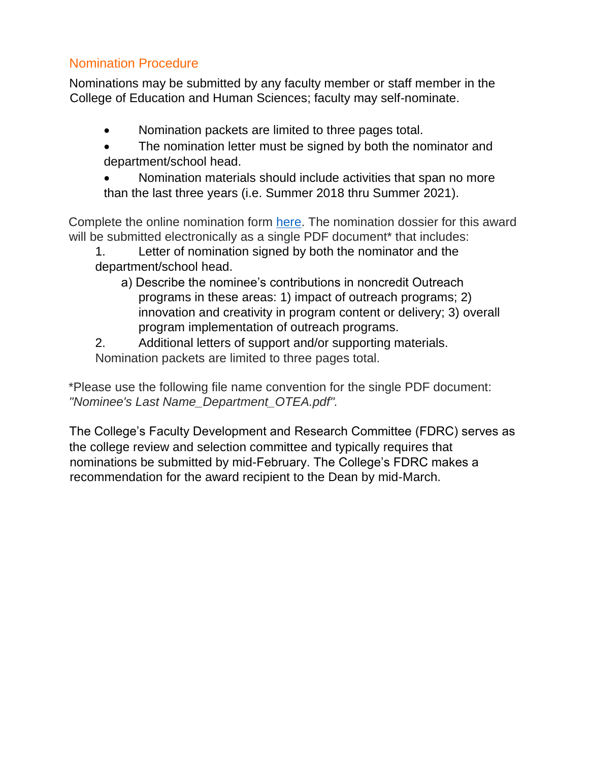## Nomination Procedure

Nominations may be submitted by any faculty member or staff member in the College of Education and Human Sciences; faculty may self-nominate.

- Nomination packets are limited to three pages total.
- The nomination letter must be signed by both the nominator and department/school head.
- Nomination materials should include activities that span no more than the last three years (i.e. Summer 2018 thru Summer 2021).

Complete the online nomination form [here](). The nomination dossier for this award will be submitted electronically as a single PDF document* that includes:

1. Letter of nomination signed by both the nominator and the department/school head.
   a) Describe the nominee's contributions in noncredit Outreach programs in these areas: 1) impact of outreach programs; 2) innovation and creativity in program content or delivery; 3) overall program implementation of outreach programs.
2. Additional letters of support and/or supporting materials.

Nomination packets are limited to three pages total.

*Please use the following file name convention for the single PDF document: *"Nominee's Last Name_Department_OTEA.pdf".*

The College's Faculty Development and Research Committee (FDRC) serves as the college review and selection committee and typically requires that nominations be submitted by mid-February. The College's FDRC makes a recommendation for the award recipient to the Dean by mid-March.